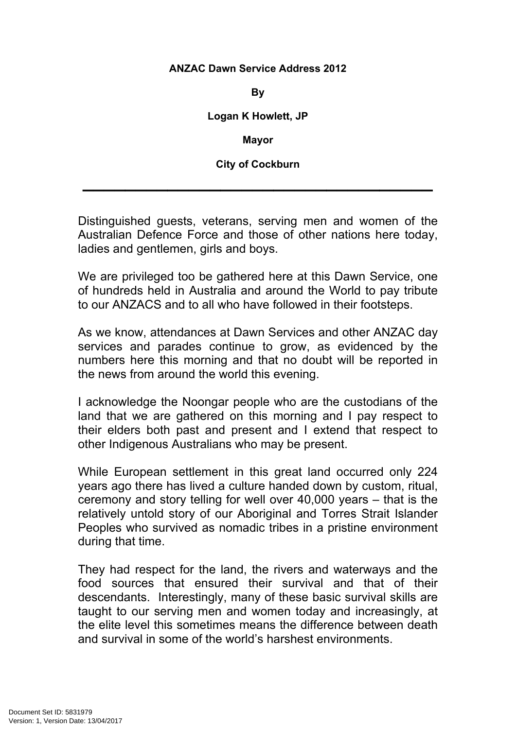**ANZAC Dawn Service Address 2012**

**By**

**Logan K Howlett, JP**

**Mayor**

**City of Cockburn**

---

Distinguished guests, veterans, serving men and women of the Australian Defence Force and those of other nations here today, ladies and gentlemen, girls and boys.

We are privileged too be gathered here at this Dawn Service, one of hundreds held in Australia and around the World to pay tribute to our ANZACS and to all who have followed in their footsteps.

As we know, attendances at Dawn Services and other ANZAC day services and parades continue to grow, as evidenced by the numbers here this morning and that no doubt will be reported in the news from around the world this evening.

I acknowledge the Noongar people who are the custodians of the land that we are gathered on this morning and I pay respect to their elders both past and present and I extend that respect to other Indigenous Australians who may be present.

While European settlement in this great land occurred only 224 years ago there has lived a culture handed down by custom, ritual, ceremony and story telling for well over 40,000 years – that is the relatively untold story of our Aboriginal and Torres Strait Islander Peoples who survived as nomadic tribes in a pristine environment during that time.

They had respect for the land, the rivers and waterways and the food sources that ensured their survival and that of their descendants. Interestingly, many of these basic survival skills are taught to our serving men and women today and increasingly, at the elite level this sometimes means the difference between death and survival in some of the world's harshest environments.

Document Set ID: 5831979
Version: 1, Version Date: 13/04/2017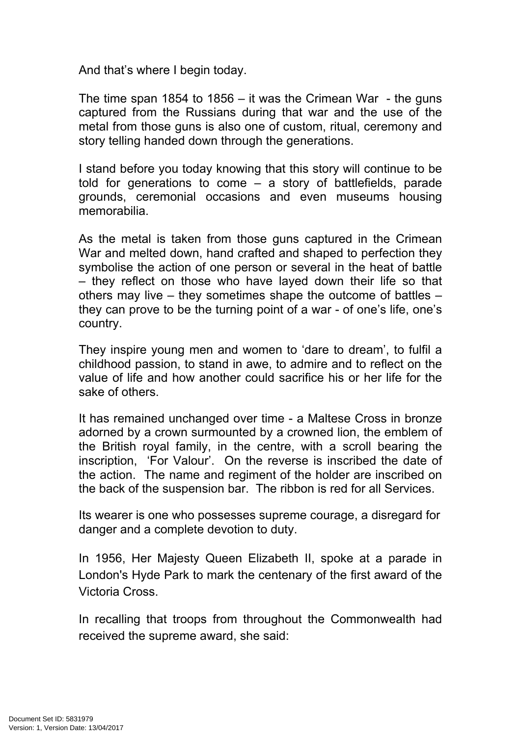And that's where I begin today.

The time span 1854 to 1856 – it was the Crimean War - the guns captured from the Russians during that war and the use of the metal from those guns is also one of custom, ritual, ceremony and story telling handed down through the generations.

I stand before you today knowing that this story will continue to be told for generations to come – a story of battlefields, parade grounds, ceremonial occasions and even museums housing memorabilia.

As the metal is taken from those guns captured in the Crimean War and melted down, hand crafted and shaped to perfection they symbolise the action of one person or several in the heat of battle – they reflect on those who have layed down their life so that others may live – they sometimes shape the outcome of battles – they can prove to be the turning point of a war - of one's life, one's country.

They inspire young men and women to 'dare to dream', to fulfil a childhood passion, to stand in awe, to admire and to reflect on the value of life and how another could sacrifice his or her life for the sake of others.

It has remained unchanged over time - a Maltese Cross in bronze adorned by a crown surmounted by a crowned lion, the emblem of the British royal family, in the centre, with a scroll bearing the inscription, 'For Valour'. On the reverse is inscribed the date of the action. The name and regiment of the holder are inscribed on the back of the suspension bar. The ribbon is red for all Services.

Its wearer is one who possesses supreme courage, a disregard for danger and a complete devotion to duty.

In 1956, Her Majesty Queen Elizabeth II, spoke at a parade in London's Hyde Park to mark the centenary of the first award of the Victoria Cross.

In recalling that troops from throughout the Commonwealth had received the supreme award, she said: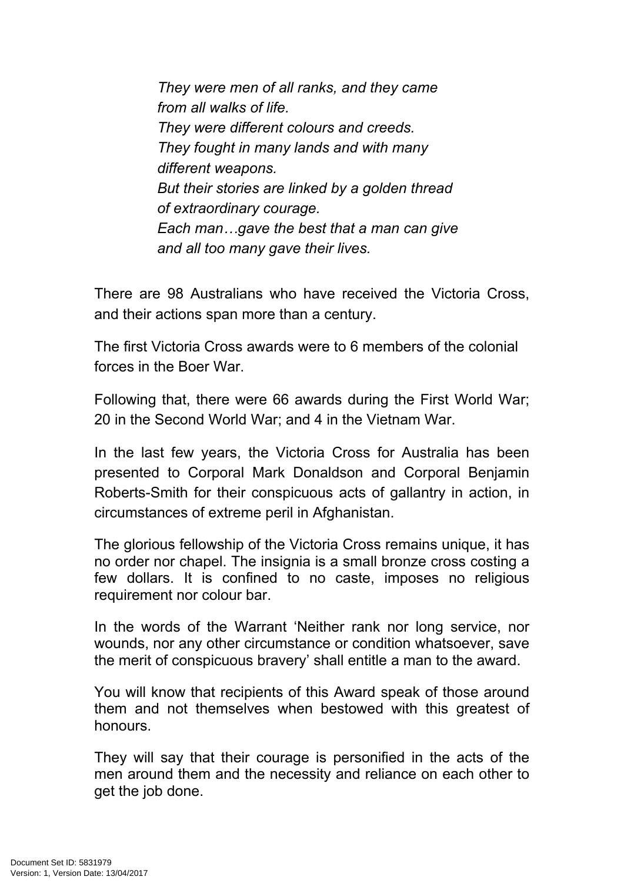*They were men of all ranks, and they came from all walks of life.*
*They were different colours and creeds.*
*They fought in many lands and with many different weapons.*
*But their stories are linked by a golden thread of extraordinary courage.*
*Each man…gave the best that a man can give and all too many gave their lives.*

There are 98 Australians who have received the Victoria Cross, and their actions span more than a century.

The first Victoria Cross awards were to 6 members of the colonial forces in the Boer War.

Following that, there were 66 awards during the First World War; 20 in the Second World War; and 4 in the Vietnam War.

In the last few years, the Victoria Cross for Australia has been presented to Corporal Mark Donaldson and Corporal Benjamin Roberts-Smith for their conspicuous acts of gallantry in action, in circumstances of extreme peril in Afghanistan.

The glorious fellowship of the Victoria Cross remains unique, it has no order nor chapel. The insignia is a small bronze cross costing a few dollars. It is confined to no caste, imposes no religious requirement nor colour bar.

In the words of the Warrant 'Neither rank nor long service, nor wounds, nor any other circumstance or condition whatsoever, save the merit of conspicuous bravery' shall entitle a man to the award.

You will know that recipients of this Award speak of those around them and not themselves when bestowed with this greatest of honours.

They will say that their courage is personified in the acts of the men around them and the necessity and reliance on each other to get the job done.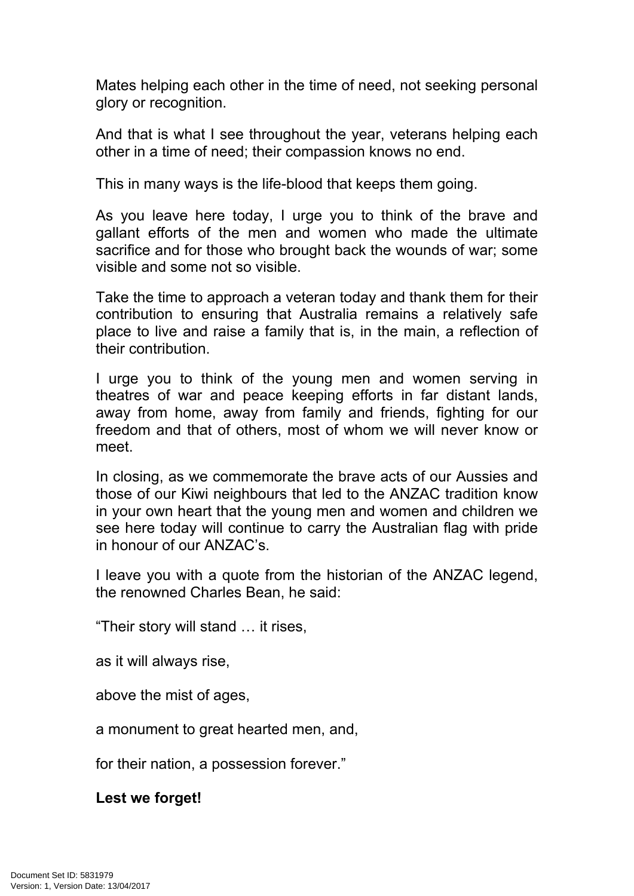Mates helping each other in the time of need, not seeking personal glory or recognition.

And that is what I see throughout the year, veterans helping each other in a time of need; their compassion knows no end.

This in many ways is the life-blood that keeps them going.

As you leave here today, I urge you to think of the brave and gallant efforts of the men and women who made the ultimate sacrifice and for those who brought back the wounds of war; some visible and some not so visible.

Take the time to approach a veteran today and thank them for their contribution to ensuring that Australia remains a relatively safe place to live and raise a family that is, in the main, a reflection of their contribution.

I urge you to think of the young men and women serving in theatres of war and peace keeping efforts in far distant lands, away from home, away from family and friends, fighting for our freedom and that of others, most of whom we will never know or meet.

In closing, as we commemorate the brave acts of our Aussies and those of our Kiwi neighbours that led to the ANZAC tradition know in your own heart that the young men and women and children we see here today will continue to carry the Australian flag with pride in honour of our ANZAC's.

I leave you with a quote from the historian of the ANZAC legend, the renowned Charles Bean, he said:

"Their story will stand … it rises,

as it will always rise,

above the mist of ages,

a monument to great hearted men, and,

for their nation, a possession forever."

**Lest we forget!**

Document Set ID: 5831979
Version: 1, Version Date: 13/04/2017